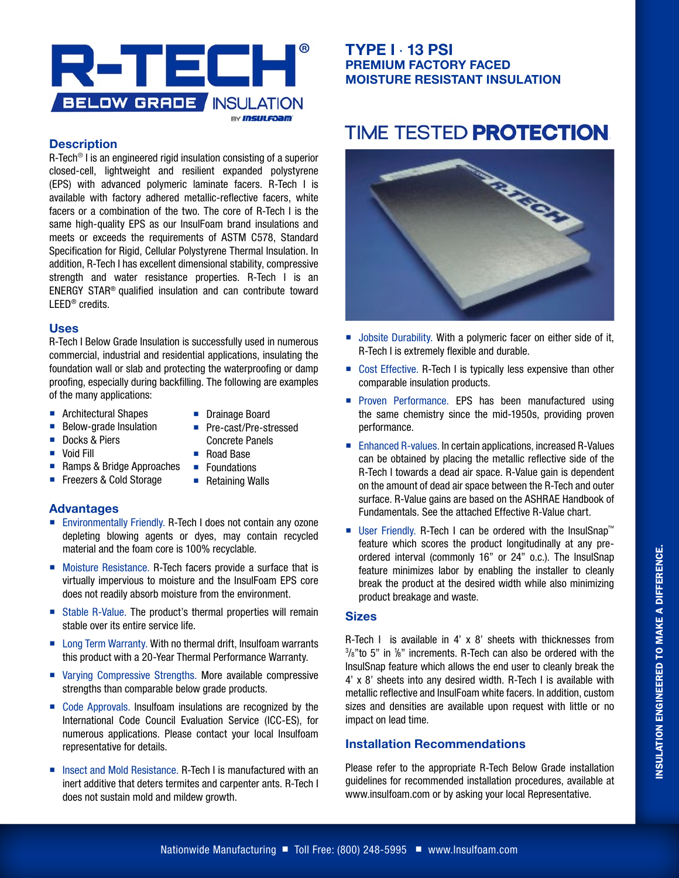# R-TECH® BELOW GRADE INSULATION BY INSULFOAM

## TYPE I · 13 PSI
## PREMIUM FACTORY FACED MOISTURE RESISTANT INSULATION

## TIME TESTED **PROTECTION**

### Description

R-Tech® I is an engineered rigid insulation consisting of a superior closed-cell, lightweight and resilient expanded polystyrene (EPS) with advanced polymeric laminate facers. R-Tech I is available with factory adhered metallic-reflective facers, white facers or a combination of the two. The core of R-Tech I is the same high-quality EPS as our InsulFoam brand insulations and meets or exceeds the requirements of ASTM C578, Standard Specification for Rigid, Cellular Polystyrene Thermal Insulation. In addition, R-Tech I has excellent dimensional stability, compressive strength and water resistance properties. R-Tech I is an ENERGY STAR® qualified insulation and can contribute toward LEED® credits.

### Uses

R-Tech I Below Grade Insulation is successfully used in numerous commercial, industrial and residential applications, insulating the foundation wall or slab and protecting the waterproofing or damp proofing, especially during backfilling. The following are examples of the many applications:

- Architectural Shapes
- Below-grade Insulation
- Docks & Piers
- Void Fill
- Ramps & Bridge Approaches
- Freezers & Cold Storage
- Drainage Board
- Pre-cast/Pre-stressed Concrete Panels
- Road Base
- Foundations
- Retaining Walls

### Advantages

- Environmentally Friendly. R-Tech I does not contain any ozone depleting blowing agents or dyes, may contain recycled material and the foam core is 100% recyclable.
- Moisture Resistance. R-Tech facers provide a surface that is virtually impervious to moisture and the InsulFoam EPS core does not readily absorb moisture from the environment.
- Stable R-Value. The product's thermal properties will remain stable over its entire service life.
- Long Term Warranty. With no thermal drift, Insulfoam warrants this product with a 20-Year Thermal Performance Warranty.
- Varying Compressive Strengths. More available compressive strengths than comparable below grade products.
- Code Approvals. Insulfoam insulations are recognized by the International Code Council Evaluation Service (ICC-ES), for numerous applications. Please contact your local Insulfoam representative for details.
- Insect and Mold Resistance. R-Tech I is manufactured with an inert additive that deters termites and carpenter ants. R-Tech I does not sustain mold and mildew growth.
- Jobsite Durability. With a polymeric facer on either side of it, R-Tech I is extremely flexible and durable.
- Cost Effective. R-Tech I is typically less expensive than other comparable insulation products.
- Proven Performance. EPS has been manufactured using the same chemistry since the mid-1950s, providing proven performance.
- Enhanced R-values. In certain applications, increased R-Values can be obtained by placing the metallic reflective side of the R-Tech I towards a dead air space. R-Value gain is dependent on the amount of dead air space between the R-Tech and outer surface. R-Value gains are based on the ASHRAE Handbook of Fundamentals. See the attached Effective R-Value chart.
- User Friendly. R-Tech I can be ordered with the InsulSnap™ feature which scores the product longitudinally at any pre-ordered interval (commonly 16" or 24" o.c.). The InsulSnap feature minimizes labor by enabling the installer to cleanly break the product at the desired width while also minimizing product breakage and waste.

### Sizes

R-Tech I is available in 4' x 8' sheets with thicknesses from 3/8" to 5" in 1/8" increments. R-Tech can also be ordered with the InsulSnap feature which allows the end user to cleanly break the 4' x 8' sheets into any desired width. R-Tech I is available with metallic reflective and InsulFoam white facers. In addition, custom sizes and densities are available upon request with little or no impact on lead time.

### Installation Recommendations

Please refer to the appropriate R-Tech Below Grade installation guidelines for recommended installation procedures, available at www.insulfoam.com or by asking your local Representative.

INSULATION ENGINEERED TO MAKE A DIFFERENCE.

Nationwide Manufacturing ■ Toll Free: (800) 248-5995 ■ www.Insulfoam.com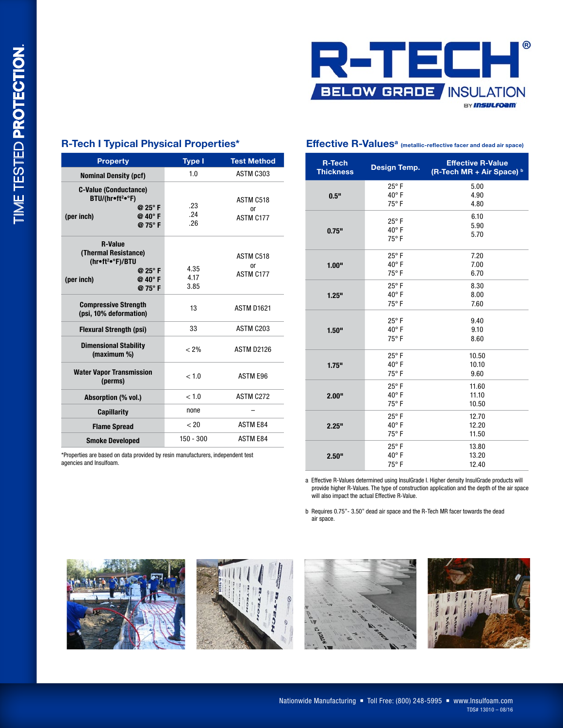TIME TESTED **PROTECTION.**

# R-TECH® BELOW GRADE INSULATION

BY INSULFOAM

## R-Tech I Typical Physical Properties*

| Property | Type I | Test Method |
|---|---|---|
| Nominal Density (pcf) | 1.0 | ASTM C303 |
| C-Value (Conductance) BTU/(hr•ft²•°F) (per inch) @ 25° F / @ 40° F / @ 75° F | .23 / .24 / .26 | ASTM C518 or ASTM C177 |
| R-Value (Thermal Resistance) (hr•ft²•°F)/BTU (per inch) @ 25° F / @ 40° F / @ 75° F | 4.35 / 4.17 / 3.85 | ASTM C518 or ASTM C177 |
| Compressive Strength (psi, 10% deformation) | 13 | ASTM D1621 |
| Flexural Strength (psi) | 33 | ASTM C203 |
| Dimensional Stability (maximum %) | < 2% | ASTM D2126 |
| Water Vapor Transmission (perms) | < 1.0 | ASTM E96 |
| Absorption (% vol.) | < 1.0 | ASTM C272 |
| Capillarity | none | – |
| Flame Spread | < 20 | ASTM E84 |
| Smoke Developed | 150 - 300 | ASTM E84 |

*Properties are based on data provided by resin manufacturers, independent test agencies and Insulfoam.

## Effective R-Values[a] (metallic-reflective facer and dead air space)

| R-Tech Thickness | Design Temp. | Effective R-Value (R-Tech MR + Air Space) [b] |
|---|---|---|
| 0.5" | 25° F | 5.00 |
| | 40° F | 4.90 |
| | 75° F | 4.80 |
| 0.75" | 25° F | 6.10 |
| | 40° F | 5.90 |
| | 75° F | 5.70 |
| 1.00" | 25° F | 7.20 |
| | 40° F | 7.00 |
| | 75° F | 6.70 |
| 1.25" | 25° F | 8.30 |
| | 40° F | 8.00 |
| | 75° F | 7.60 |
| 1.50" | 25° F | 9.40 |
| | 40° F | 9.10 |
| | 75° F | 8.60 |
| 1.75" | 25° F | 10.50 |
| | 40° F | 10.10 |
| | 75° F | 9.60 |
| 2.00" | 25° F | 11.60 |
| | 40° F | 11.10 |
| | 75° F | 10.50 |
| 2.25" | 25° F | 12.70 |
| | 40° F | 12.20 |
| | 75° F | 11.50 |
| 2.50" | 25° F | 13.80 |
| | 40° F | 13.20 |
| | 75° F | 12.40 |

a Effective R-Values determined using InsulGrade I. Higher density InsulGrade products will provide higher R-Values. The type of construction application and the depth of the air space will also impact the actual Effective R-Value.

b Requires 0.75"- 3.50" dead air space and the R-Tech MR facer towards the dead air space.

Nationwide Manufacturing ▪ Toll Free: (800) 248-5995 ▪ www.Insulfoam.com

TDS# 13010 – 08/16